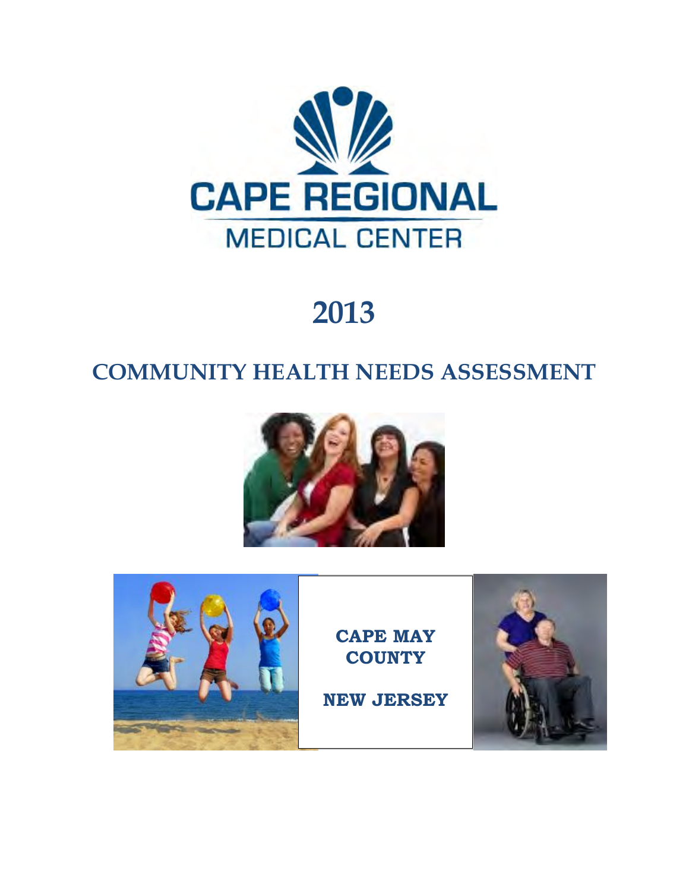CAPE REGIONAL

MEDICAL CENTER

# 2013

# COMMUNITY HEALTH NEEDS ASSESSMENT

**CAPE MAY COUNTY**

**NEW JERSEY**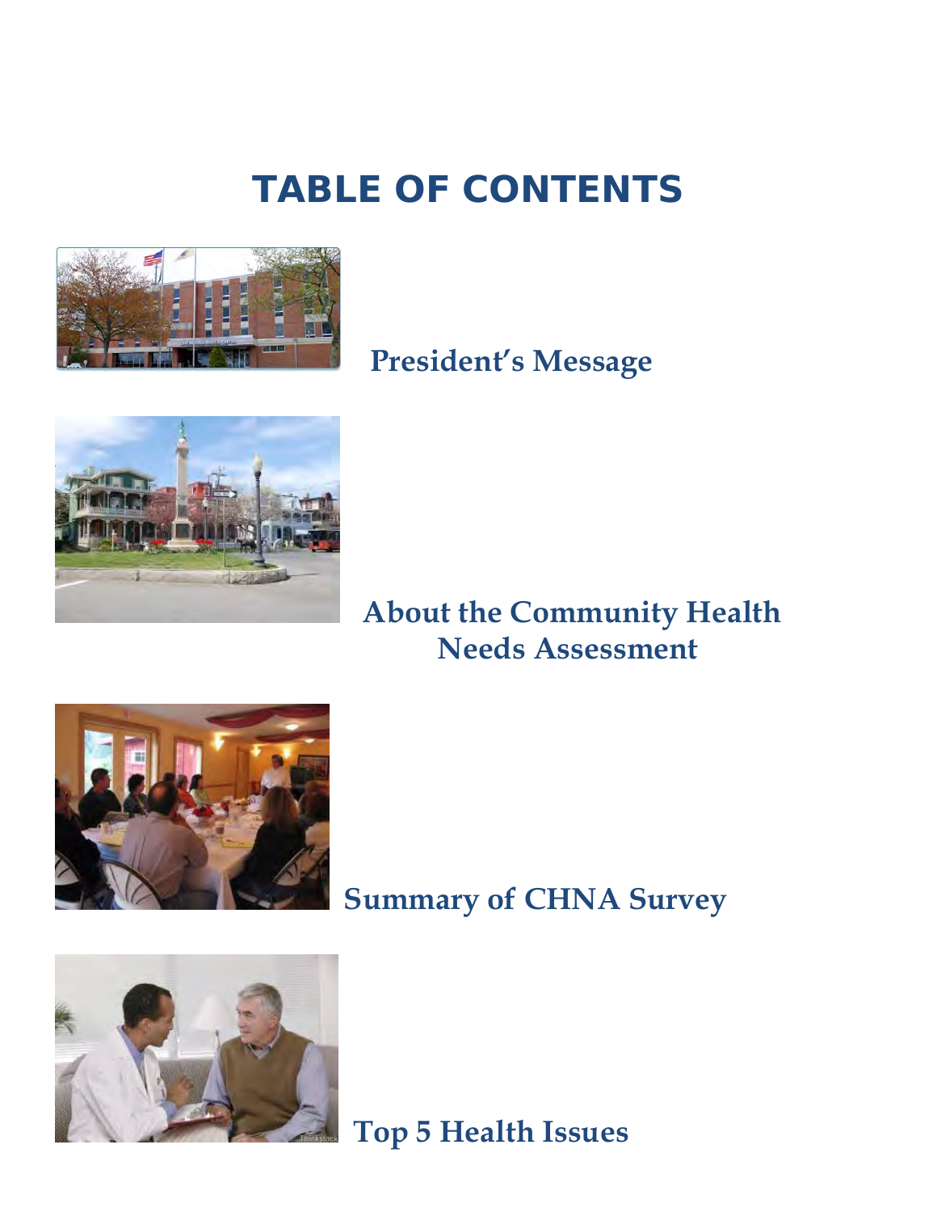# TABLE OF CONTENTS

**President's Message**

**About the Community Health Needs Assessment**

**Summary of CHNA Survey**

**Top 5 Health Issues**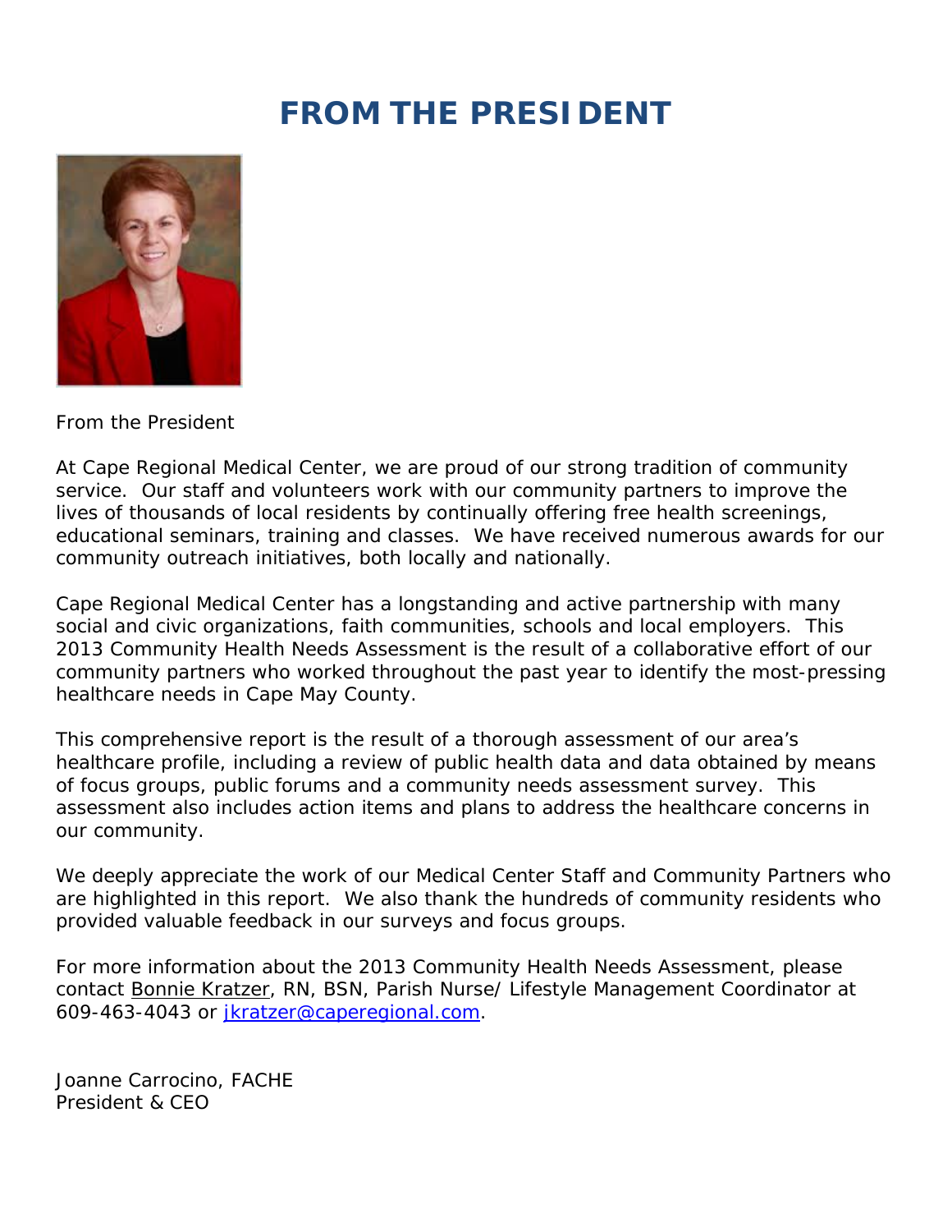# FROM THE PRESIDENT

From the President

At Cape Regional Medical Center, we are proud of our strong tradition of community service. Our staff and volunteers work with our community partners to improve the lives of thousands of local residents by continually offering free health screenings, educational seminars, training and classes. We have received numerous awards for our community outreach initiatives, both locally and nationally.

Cape Regional Medical Center has a longstanding and active partnership with many social and civic organizations, faith communities, schools and local employers. This 2013 Community Health Needs Assessment is the result of a collaborative effort of our community partners who worked throughout the past year to identify the most-pressing healthcare needs in Cape May County.

This comprehensive report is the result of a thorough assessment of our area's healthcare profile, including a review of public health data and data obtained by means of focus groups, public forums and a community needs assessment survey. This assessment also includes action items and plans to address the healthcare concerns in our community.

We deeply appreciate the work of our Medical Center Staff and Community Partners who are highlighted in this report. We also thank the hundreds of community residents who provided valuable feedback in our surveys and focus groups.

For more information about the 2013 Community Health Needs Assessment, please contact Bonnie Kratzer, RN, BSN, Parish Nurse/ Lifestyle Management Coordinator at 609-463-4043 or jkratzer@caperegional.com.

Joanne Carrocino, FACHE
President & CEO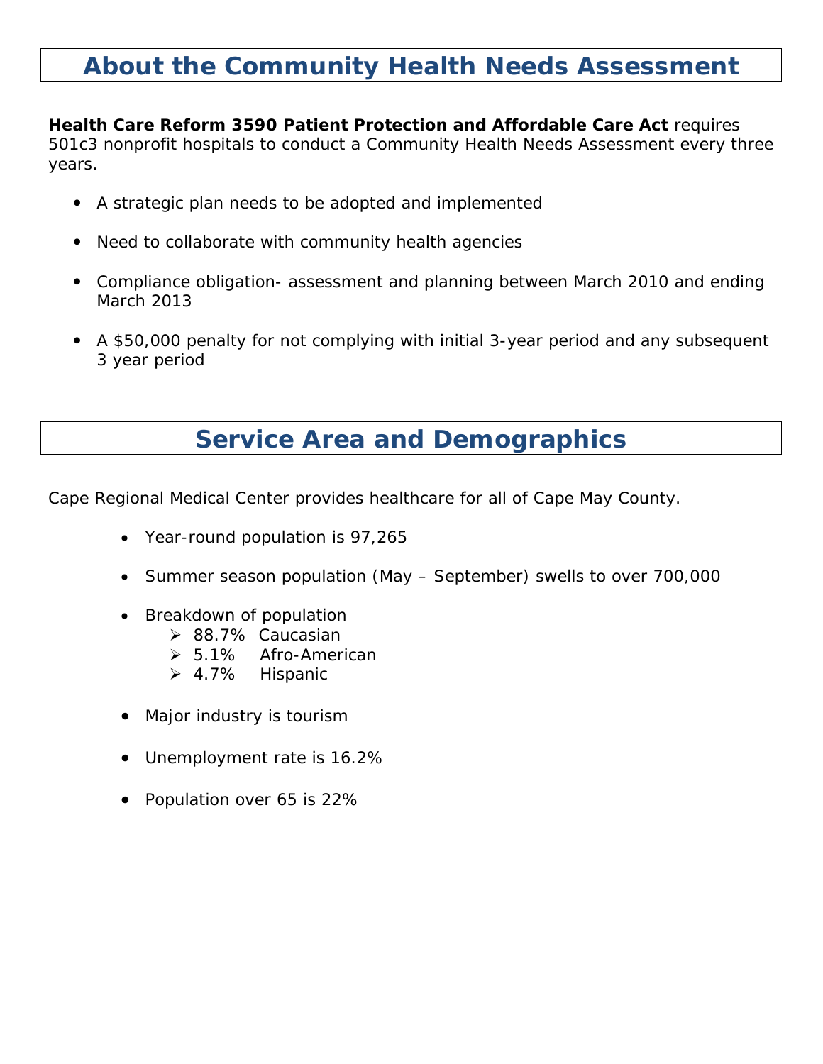# About the Community Health Needs Assessment

**Health Care Reform 3590 Patient Protection and Affordable Care Act** requires 501c3 nonprofit hospitals to conduct a Community Health Needs Assessment every three years.

- A strategic plan needs to be adopted and implemented
- Need to collaborate with community health agencies
- Compliance obligation- assessment and planning between March 2010 and ending March 2013
- A $50,000 penalty for not complying with initial 3-year period and any subsequent 3 year period

# Service Area and Demographics

Cape Regional Medical Center provides healthcare for all of Cape May County.

- Year-round population is 97,265
- Summer season population (May – September) swells to over 700,000
- Breakdown of population
  - 88.7% Caucasian
  - 5.1% Afro-American
  - 4.7% Hispanic
- Major industry is tourism
- Unemployment rate is 16.2%
- Population over 65 is 22%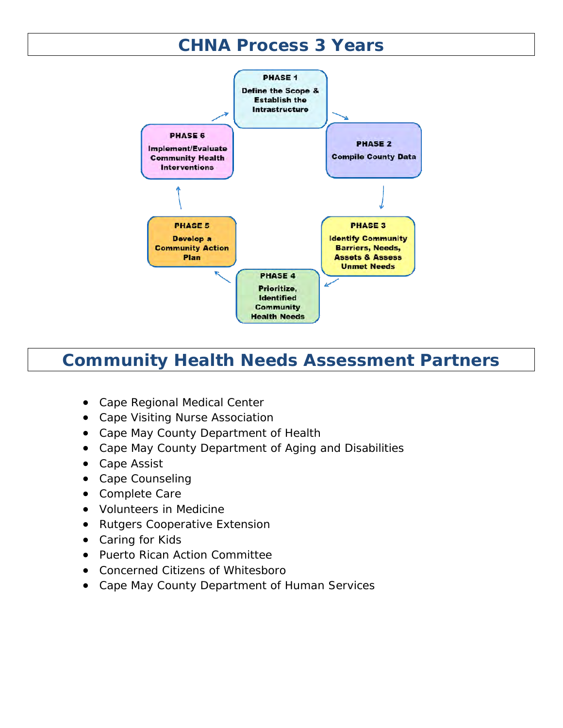# CHNA Process 3 Years

**PHASE 1**
Define the Scope & Establish the Infrastructure

**PHASE 2**
Compile County Data

**PHASE 3**
Identify Community Barriers, Needs, Assets & Assess Unmet Needs

**PHASE 4**
Prioritize, Identified Community Health Needs

**PHASE 5**
Develop a Community Action Plan

**PHASE 6**
Implement/Evaluate Community Health Interventions

# Community Health Needs Assessment Partners

- Cape Regional Medical Center
- Cape Visiting Nurse Association
- Cape May County Department of Health
- Cape May County Department of Aging and Disabilities
- Cape Assist
- Cape Counseling
- Complete Care
- Volunteers in Medicine
- Rutgers Cooperative Extension
- Caring for Kids
- Puerto Rican Action Committee
- Concerned Citizens of Whitesboro
- Cape May County Department of Human Services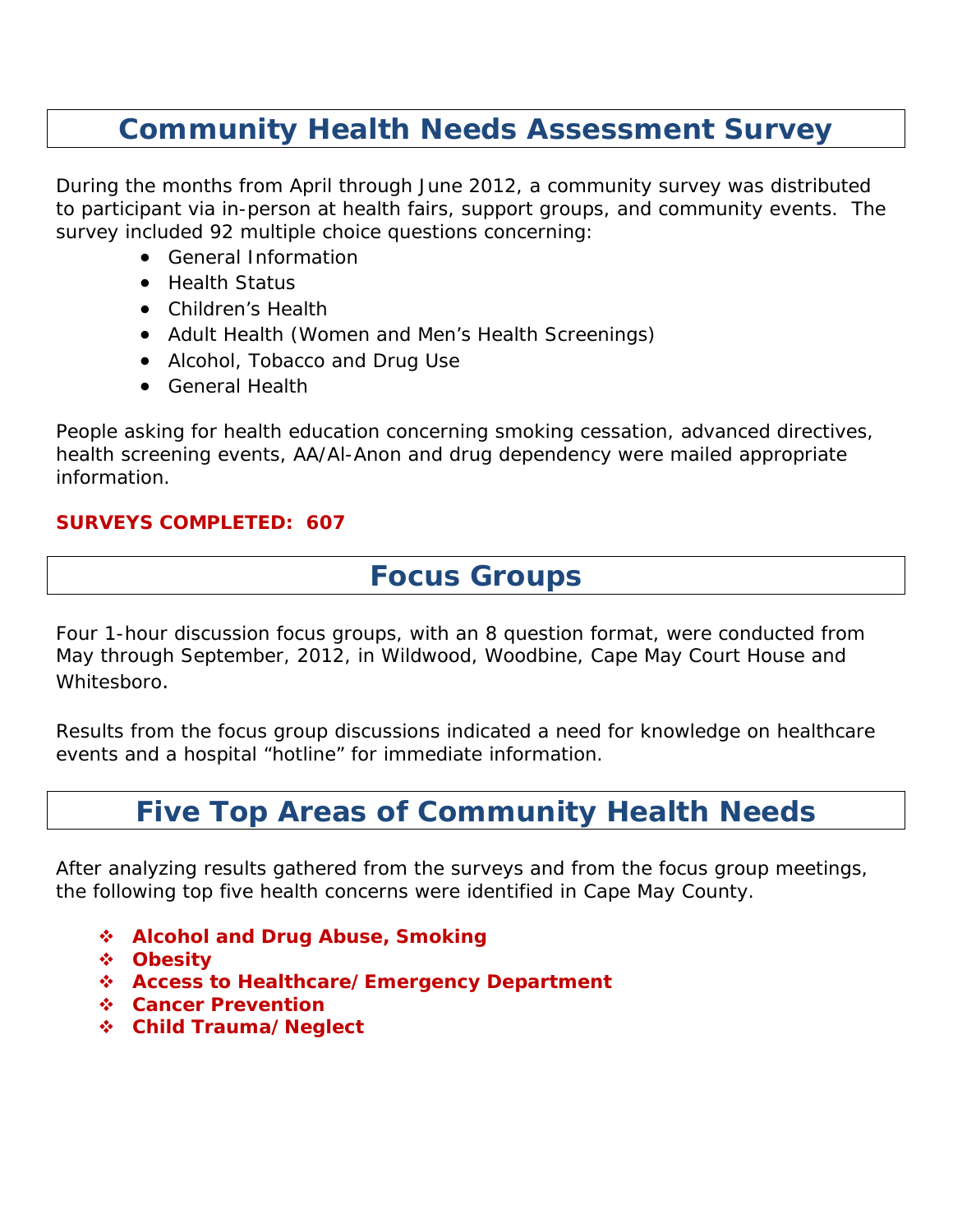## Community Health Needs Assessment Survey

During the months from April through June 2012, a community survey was distributed to participant via in-person at health fairs, support groups, and community events. The survey included 92 multiple choice questions concerning:

- General Information
- Health Status
- Children's Health
- Adult Health (Women and Men's Health Screenings)
- Alcohol, Tobacco and Drug Use
- General Health

People asking for health education concerning smoking cessation, advanced directives, health screening events, AA/Al-Anon and drug dependency were mailed appropriate information.

**SURVEYS COMPLETED: 607**

## Focus Groups

Four 1-hour discussion focus groups, with an 8 question format, were conducted from May through September, 2012, in Wildwood, Woodbine, Cape May Court House and Whitesboro.

Results from the focus group discussions indicated a need for knowledge on healthcare events and a hospital "hotline" for immediate information.

## Five Top Areas of Community Health Needs

After analyzing results gathered from the surveys and from the focus group meetings, the following top five health concerns were identified in Cape May County.

- **Alcohol and Drug Abuse, Smoking**
- **Obesity**
- **Access to Healthcare/Emergency Department**
- **Cancer Prevention**
- **Child Trauma/Neglect**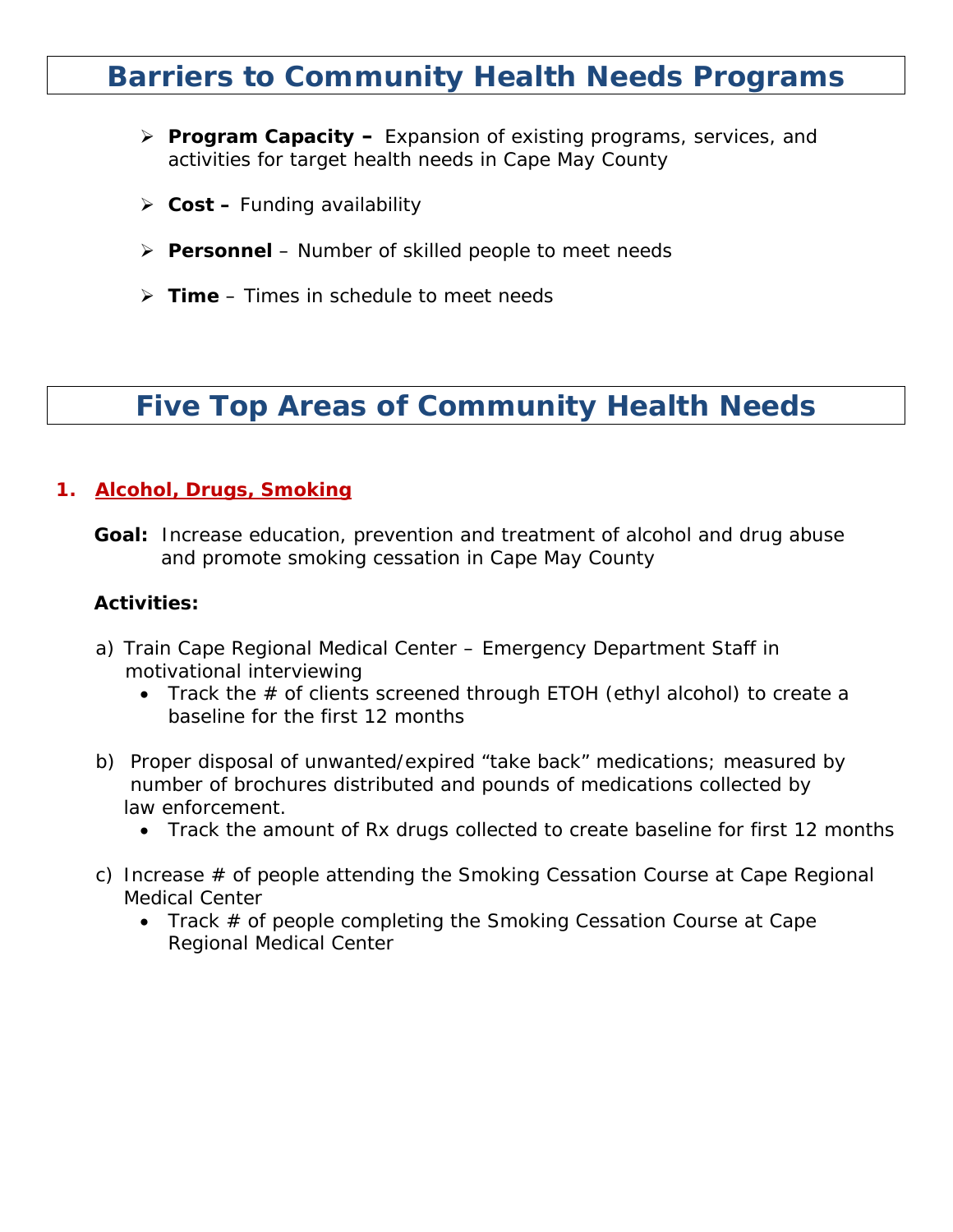# Barriers to Community Health Needs Programs

- **Program Capacity –** Expansion of existing programs, services, and activities for target health needs in Cape May County
- **Cost –** Funding availability
- **Personnel** – Number of skilled people to meet needs
- **Time** – Times in schedule to meet needs

# Five Top Areas of Community Health Needs

## 1. Alcohol, Drugs, Smoking

**Goal:** Increase education, prevention and treatment of alcohol and drug abuse and promote smoking cessation in Cape May County

**Activities:**

a) Train Cape Regional Medical Center – Emergency Department Staff in motivational interviewing
   - Track the # of clients screened through ETOH (ethyl alcohol) to create a baseline for the first 12 months

b) Proper disposal of unwanted/expired "take back" medications; measured by number of brochures distributed and pounds of medications collected by law enforcement.
   - Track the amount of Rx drugs collected to create baseline for first 12 months

c) Increase # of people attending the Smoking Cessation Course at Cape Regional Medical Center
   - Track # of people completing the Smoking Cessation Course at Cape Regional Medical Center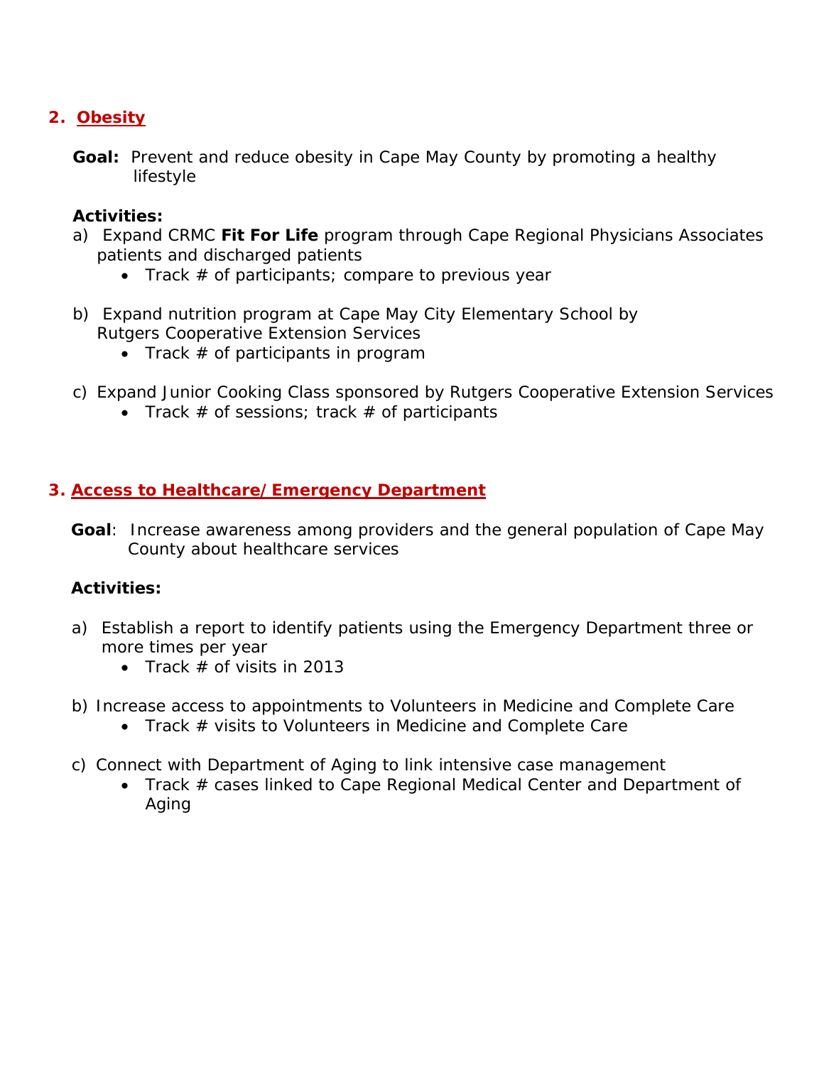## 2. Obesity

**Goal:** Prevent and reduce obesity in Cape May County by promoting a healthy lifestyle

**Activities:**

a) Expand CRMC **Fit For Life** program through Cape Regional Physicians Associates patients and discharged patients
   - Track # of participants; compare to previous year

b) Expand nutrition program at Cape May City Elementary School by Rutgers Cooperative Extension Services
   - Track # of participants in program

c) Expand Junior Cooking Class sponsored by Rutgers Cooperative Extension Services
   - Track # of sessions; track # of participants

## 3. Access to Healthcare/Emergency Department

**Goal**: Increase awareness among providers and the general population of Cape May County about healthcare services

**Activities:**

a) Establish a report to identify patients using the Emergency Department three or more times per year
   - Track # of visits in 2013

b) Increase access to appointments to Volunteers in Medicine and Complete Care
   - Track # visits to Volunteers in Medicine and Complete Care

c) Connect with Department of Aging to link intensive case management
   - Track # cases linked to Cape Regional Medical Center and Department of Aging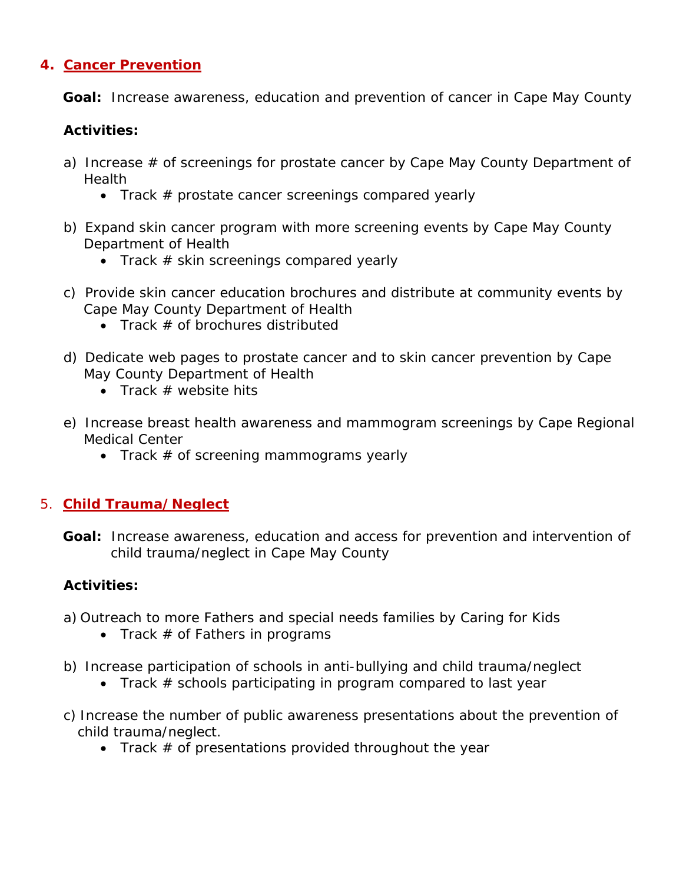## 4. Cancer Prevention

**Goal:** Increase awareness, education and prevention of cancer in Cape May County

**Activities:**

a) Increase # of screenings for prostate cancer by Cape May County Department of Health
   - Track # prostate cancer screenings compared yearly

b) Expand skin cancer program with more screening events by Cape May County Department of Health
   - Track # skin screenings compared yearly

c) Provide skin cancer education brochures and distribute at community events by Cape May County Department of Health
   - Track # of brochures distributed

d) Dedicate web pages to prostate cancer and to skin cancer prevention by Cape May County Department of Health
   - Track # website hits

e) Increase breast health awareness and mammogram screenings by Cape Regional Medical Center
   - Track # of screening mammograms yearly

## 5. Child Trauma/Neglect

**Goal:** Increase awareness, education and access for prevention and intervention of child trauma/neglect in Cape May County

**Activities:**

a) Outreach to more Fathers and special needs families by Caring for Kids
   - Track # of Fathers in programs

b) Increase participation of schools in anti-bullying and child trauma/neglect
   - Track # schools participating in program compared to last year

c) Increase the number of public awareness presentations about the prevention of child trauma/neglect.
   - Track # of presentations provided throughout the year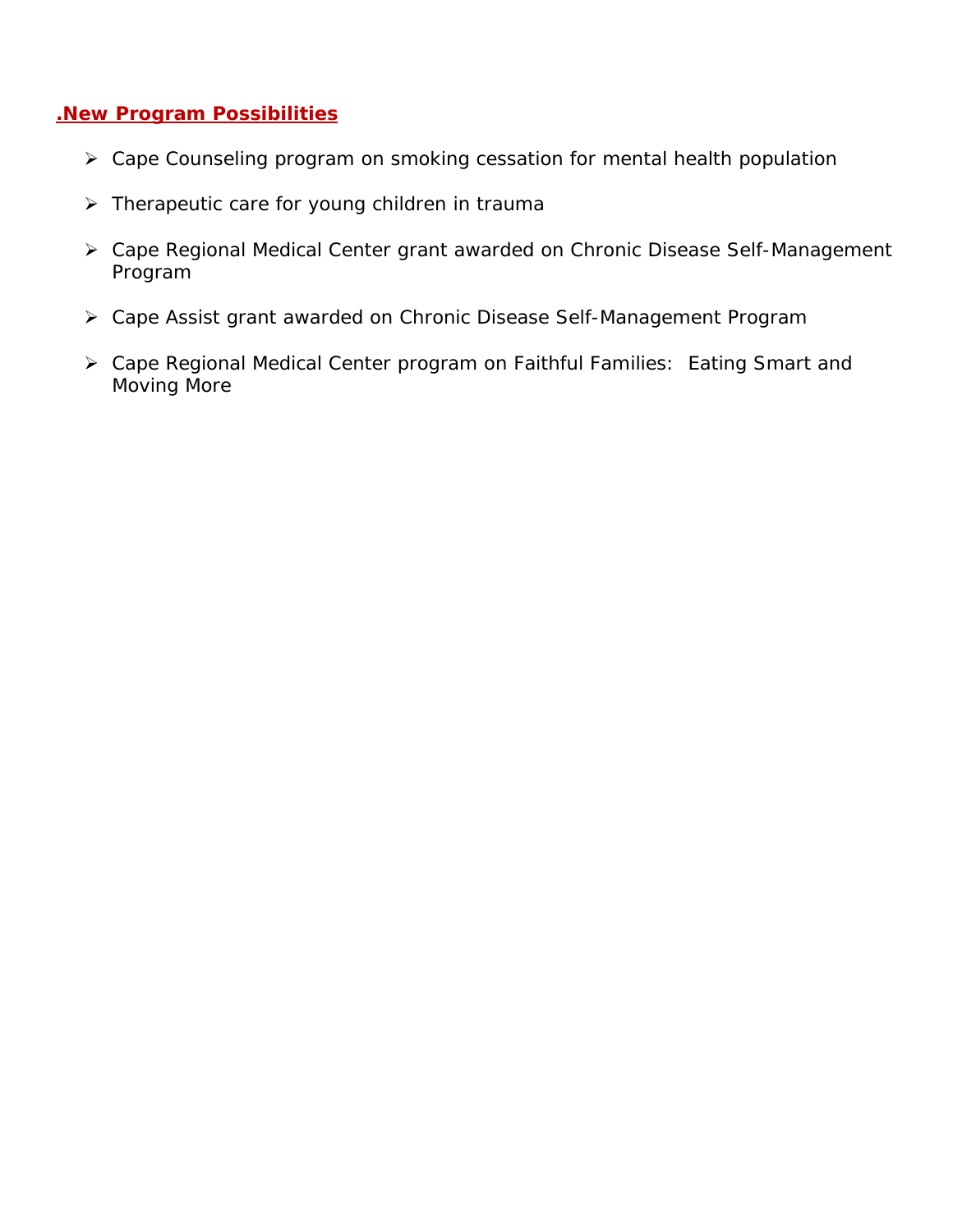## .New Program Possibilities

- Cape Counseling program on smoking cessation for mental health population
- Therapeutic care for young children in trauma
- Cape Regional Medical Center grant awarded on Chronic Disease Self-Management Program
- Cape Assist grant awarded on Chronic Disease Self-Management Program
- Cape Regional Medical Center program on Faithful Families: Eating Smart and Moving More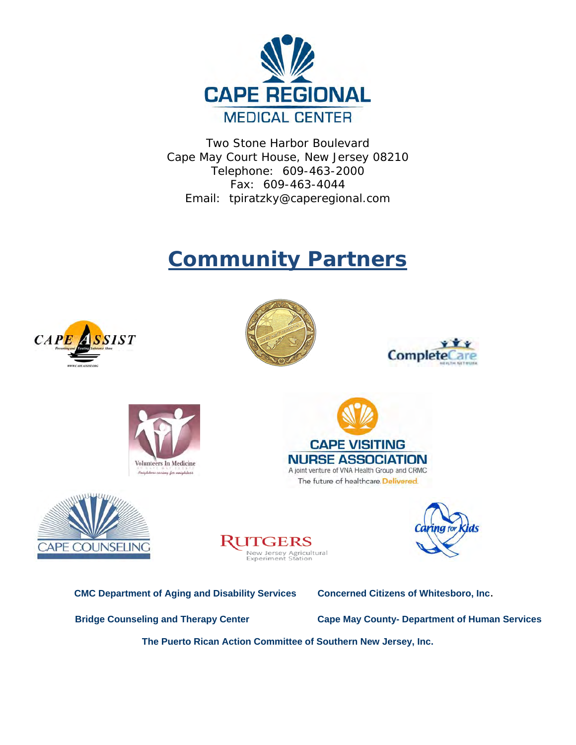CAPE REGIONAL
MEDICAL CENTER

Two Stone Harbor Boulevard
Cape May Court House, New Jersey 08210
Telephone: 609-463-2000
Fax: 609-463-4044
Email: tpiratzky@caperegional.com

# Community Partners

CAPE ASSIST

CompleteCare

Volunteers In Medicine

CAPE VISITING NURSE ASSOCIATION
A joint venture of VNA Health Group and CRMC
The future of healthcare. Delivered.

CAPE COUNSELING

RUTGERS
New Jersey Agricultural Experiment Station

Caring for Kids

**CMC Department of Aging and Disability Services**

**Concerned Citizens of Whitesboro, Inc.**

**Bridge Counseling and Therapy Center**

**Cape May County- Department of Human Services**

**The Puerto Rican Action Committee of Southern New Jersey, Inc.**